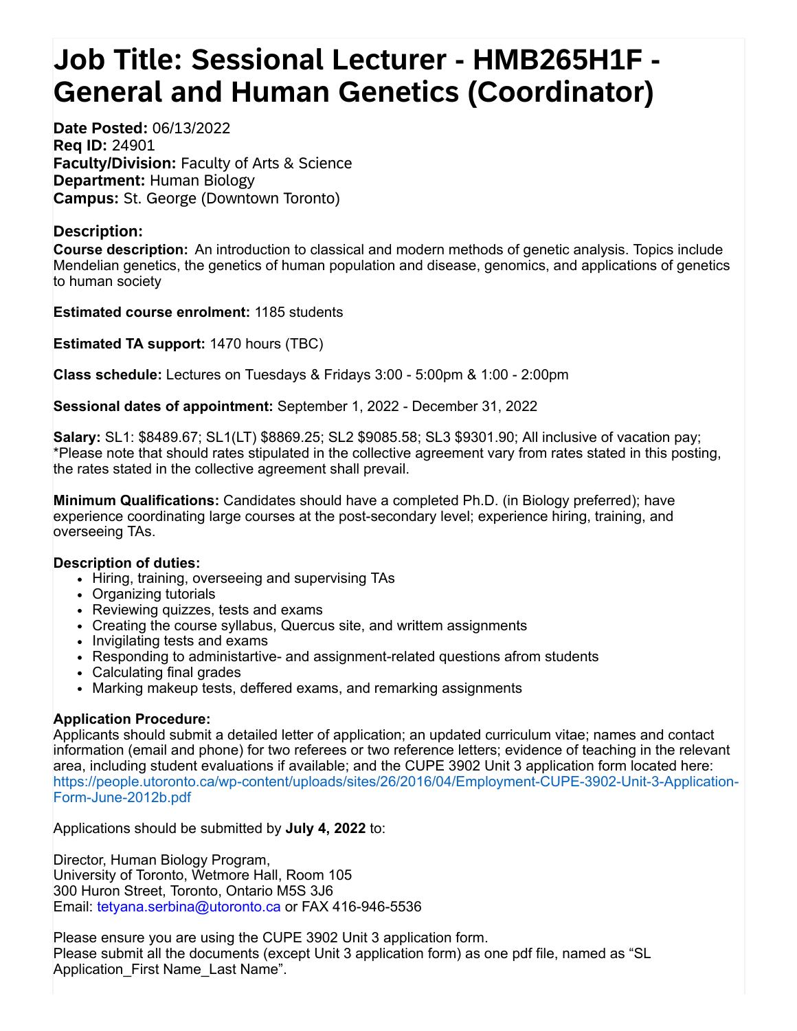# Job Title: Sessional Lecturer - HMB265H1F - General and Human Genetics (Coordinator)

**Date Posted:** 06/13/2022
**Req ID:** 24901
**Faculty/Division:** Faculty of Arts & Science
**Department:** Human Biology
**Campus:** St. George (Downtown Toronto)

### Description:

**Course description:** An introduction to classical and modern methods of genetic analysis. Topics include Mendelian genetics, the genetics of human population and disease, genomics, and applications of genetics to human society

**Estimated course enrolment:** 1185 students

**Estimated TA support:** 1470 hours (TBC)

**Class schedule:** Lectures on Tuesdays & Fridays 3:00 - 5:00pm & 1:00 - 2:00pm

**Sessional dates of appointment:** September 1, 2022 - December 31, 2022

**Salary:** SL1: $8489.67; SL1(LT) $8869.25; SL2 $9085.58; SL3 $9301.90; All inclusive of vacation pay; *Please note that should rates stipulated in the collective agreement vary from rates stated in this posting, the rates stated in the collective agreement shall prevail.

**Minimum Qualifications:** Candidates should have a completed Ph.D. (in Biology preferred); have experience coordinating large courses at the post-secondary level; experience hiring, training, and overseeing TAs.

**Description of duties:**

- Hiring, training, overseeing and supervising TAs
- Organizing tutorials
- Reviewing quizzes, tests and exams
- Creating the course syllabus, Quercus site, and writtem assignments
- Invigilating tests and exams
- Responding to administartive- and assignment-related questions afrom students
- Calculating final grades
- Marking makeup tests, deffered exams, and remarking assignments

**Application Procedure:**
Applicants should submit a detailed letter of application; an updated curriculum vitae; names and contact information (email and phone) for two referees or two reference letters; evidence of teaching in the relevant area, including student evaluations if available; and the CUPE 3902 Unit 3 application form located here: https://people.utoronto.ca/wp-content/uploads/sites/26/2016/04/Employment-CUPE-3902-Unit-3-Application-Form-June-2012b.pdf

Applications should be submitted by **July 4, 2022** to:

Director, Human Biology Program,
University of Toronto, Wetmore Hall, Room 105
300 Huron Street, Toronto, Ontario M5S 3J6
Email: tetyana.serbina@utoronto.ca or FAX 416-946-5536

Please ensure you are using the CUPE 3902 Unit 3 application form.
Please submit all the documents (except Unit 3 application form) as one pdf file, named as "SL Application_First Name_Last Name".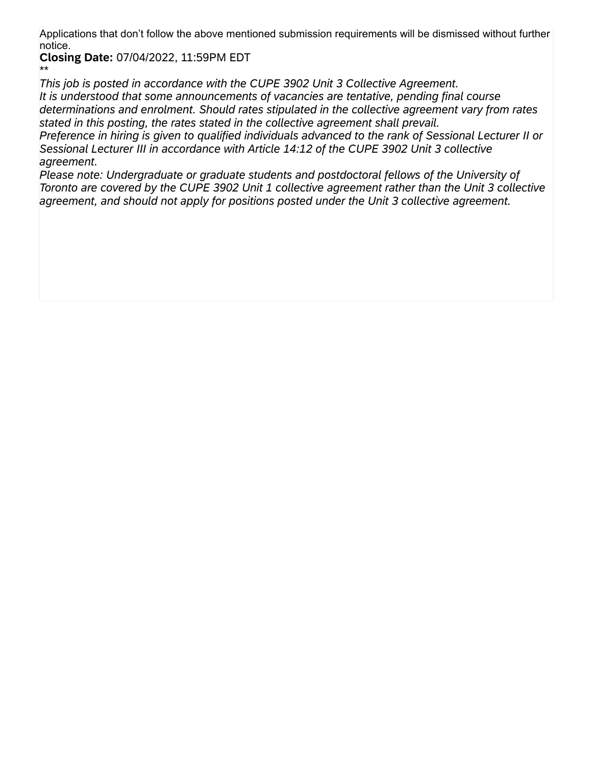Applications that don’t follow the above mentioned submission requirements will be dismissed without further notice.

**Closing Date:** 07/04/2022, 11:59PM EDT

**

*This job is posted in accordance with the CUPE 3902 Unit 3 Collective Agreement.*
*It is understood that some announcements of vacancies are tentative, pending final course determinations and enrolment. Should rates stipulated in the collective agreement vary from rates stated in this posting, the rates stated in the collective agreement shall prevail.*
*Preference in hiring is given to qualified individuals advanced to the rank of Sessional Lecturer II or Sessional Lecturer III in accordance with Article 14:12 of the CUPE 3902 Unit 3 collective agreement.*
*Please note: Undergraduate or graduate students and postdoctoral fellows of the University of Toronto are covered by the CUPE 3902 Unit 1 collective agreement rather than the Unit 3 collective agreement, and should not apply for positions posted under the Unit 3 collective agreement.*